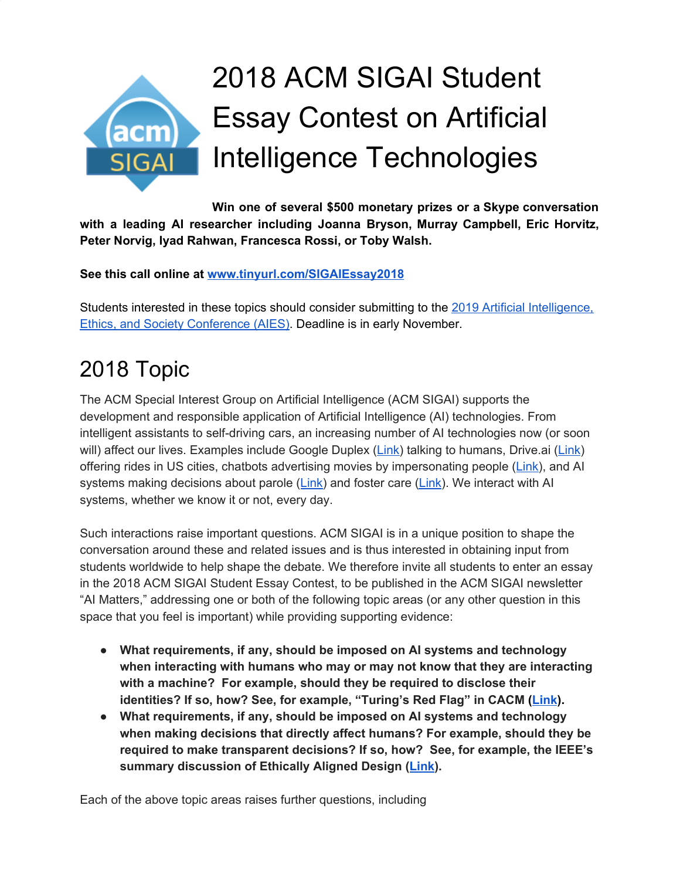# 2018 ACM SIGAI Student Essay Contest on Artificial Intelligence Technologies

**Win one of several $500 monetary prizes or a Skype conversation with a leading AI researcher including Joanna Bryson, Murray Campbell, Eric Horvitz, Peter Norvig, Iyad Rahwan, Francesca Rossi, or Toby Walsh.**

**See this call online at [www.tinyurl.com/SIGAIEssay2018](www.tinyurl.com/SIGAIEssay2018)**

Students interested in these topics should consider submitting to the [2019 Artificial Intelligence, Ethics, and Society Conference (AIES)](). Deadline is in early November.

## 2018 Topic

The ACM Special Interest Group on Artificial Intelligence (ACM SIGAI) supports the development and responsible application of Artificial Intelligence (AI) technologies. From intelligent assistants to self-driving cars, an increasing number of AI technologies now (or soon will) affect our lives. Examples include Google Duplex ([Link]()) talking to humans, Drive.ai ([Link]()) offering rides in US cities, chatbots advertising movies by impersonating people ([Link]()), and AI systems making decisions about parole ([Link]()) and foster care ([Link]()). We interact with AI systems, whether we know it or not, every day.

Such interactions raise important questions. ACM SIGAI is in a unique position to shape the conversation around these and related issues and is thus interested in obtaining input from students worldwide to help shape the debate. We therefore invite all students to enter an essay in the 2018 ACM SIGAI Student Essay Contest, to be published in the ACM SIGAI newsletter "AI Matters," addressing one or both of the following topic areas (or any other question in this space that you feel is important) while providing supporting evidence:

- **What requirements, if any, should be imposed on AI systems and technology when interacting with humans who may or may not know that they are interacting with a machine? For example, should they be required to disclose their identities? If so, how? See, for example, "Turing's Red Flag" in CACM ([Link]()).**
- **What requirements, if any, should be imposed on AI systems and technology when making decisions that directly affect humans? For example, should they be required to make transparent decisions? If so, how? See, for example, the IEEE's summary discussion of Ethically Aligned Design ([Link]()).**

Each of the above topic areas raises further questions, including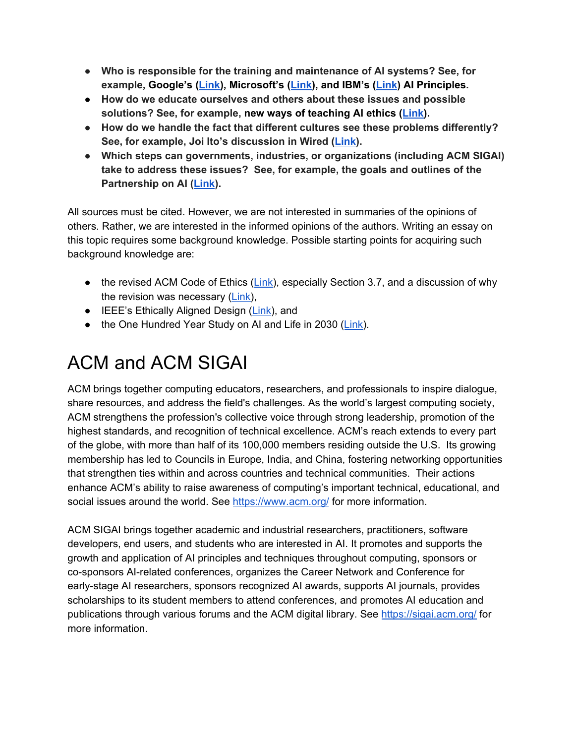- **Who is responsible for the training and maintenance of AI systems? See, for example, Google's ([Link]), Microsoft's ([Link]), and IBM's ([Link]) AI Principles.**
- **How do we educate ourselves and others about these issues and possible solutions? See, for example, new ways of teaching AI ethics ([Link]).**
- **How do we handle the fact that different cultures see these problems differently? See, for example, Joi Ito's discussion in Wired ([Link]).**
- **Which steps can governments, industries, or organizations (including ACM SIGAI) take to address these issues? See, for example, the goals and outlines of the Partnership on AI ([Link]).**

All sources must be cited. However, we are not interested in summaries of the opinions of others. Rather, we are interested in the informed opinions of the authors. Writing an essay on this topic requires some background knowledge. Possible starting points for acquiring such background knowledge are:

- the revised ACM Code of Ethics (Link), especially Section 3.7, and a discussion of why the revision was necessary (Link),
- IEEE's Ethically Aligned Design (Link), and
- the One Hundred Year Study on AI and Life in 2030 (Link).

# ACM and ACM SIGAI

ACM brings together computing educators, researchers, and professionals to inspire dialogue, share resources, and address the field's challenges. As the world's largest computing society, ACM strengthens the profession's collective voice through strong leadership, promotion of the highest standards, and recognition of technical excellence. ACM's reach extends to every part of the globe, with more than half of its 100,000 members residing outside the U.S. Its growing membership has led to Councils in Europe, India, and China, fostering networking opportunities that strengthen ties within and across countries and technical communities. Their actions enhance ACM's ability to raise awareness of computing's important technical, educational, and social issues around the world. See https://www.acm.org/ for more information.

ACM SIGAI brings together academic and industrial researchers, practitioners, software developers, end users, and students who are interested in AI. It promotes and supports the growth and application of AI principles and techniques throughout computing, sponsors or co-sponsors AI-related conferences, organizes the Career Network and Conference for early-stage AI researchers, sponsors recognized AI awards, supports AI journals, provides scholarships to its student members to attend conferences, and promotes AI education and publications through various forums and the ACM digital library. See https://sigai.acm.org/ for more information.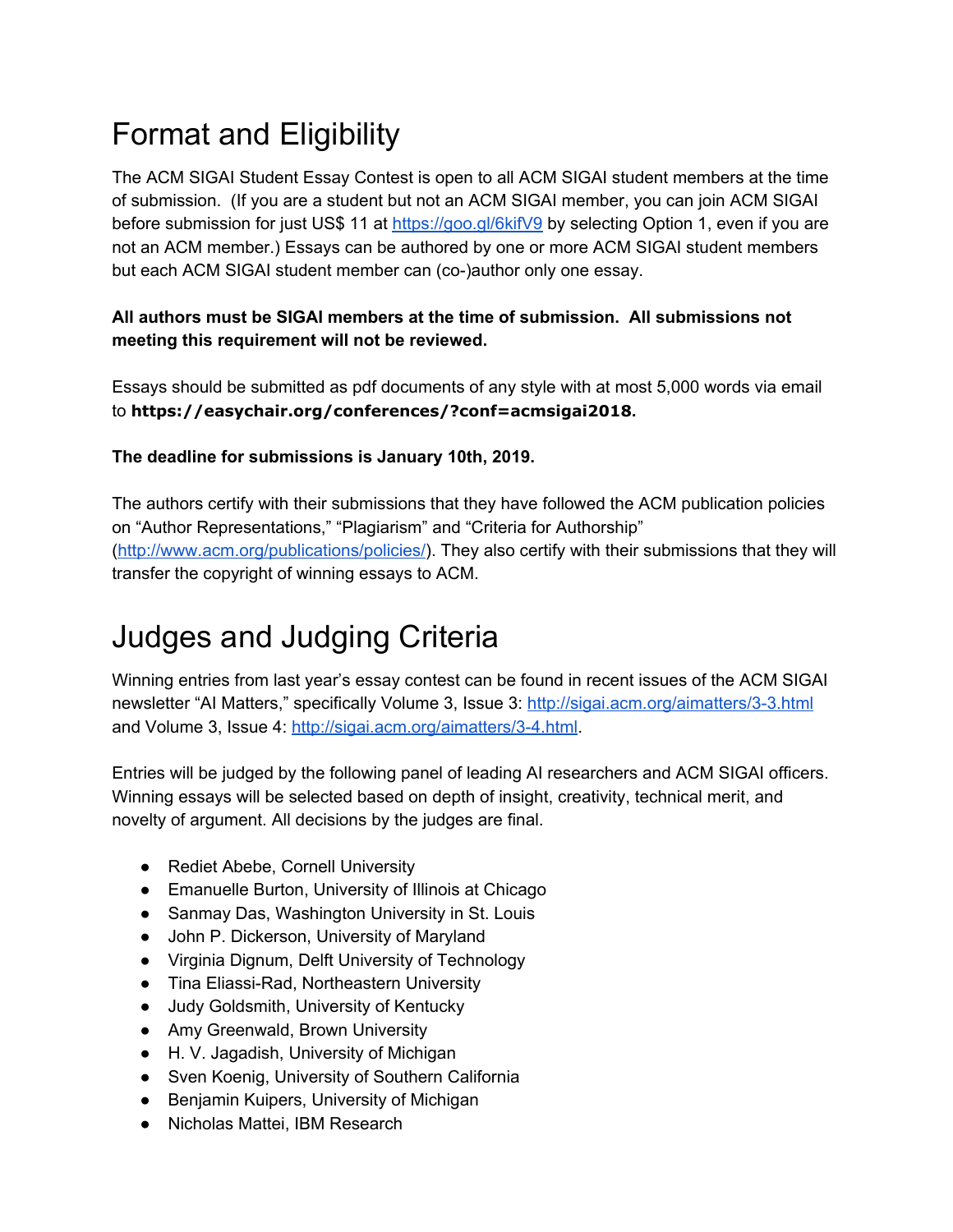# Format and Eligibility

The ACM SIGAI Student Essay Contest is open to all ACM SIGAI student members at the time of submission. (If you are a student but not an ACM SIGAI member, you can join ACM SIGAI before submission for just US$ 11 at https://goo.gl/6kifV9 by selecting Option 1, even if you are not an ACM member.) Essays can be authored by one or more ACM SIGAI student members but each ACM SIGAI student member can (co-)author only one essay.

**All authors must be SIGAI members at the time of submission. All submissions not meeting this requirement will not be reviewed.**

Essays should be submitted as pdf documents of any style with at most 5,000 words via email to **https://easychair.org/conferences/?conf=acmsigai2018.**

**The deadline for submissions is January 10th, 2019.**

The authors certify with their submissions that they have followed the ACM publication policies on "Author Representations," "Plagiarism" and "Criteria for Authorship" (http://www.acm.org/publications/policies/). They also certify with their submissions that they will transfer the copyright of winning essays to ACM.

# Judges and Judging Criteria

Winning entries from last year's essay contest can be found in recent issues of the ACM SIGAI newsletter "AI Matters," specifically Volume 3, Issue 3: http://sigai.acm.org/aimatters/3-3.html and Volume 3, Issue 4: http://sigai.acm.org/aimatters/3-4.html.

Entries will be judged by the following panel of leading AI researchers and ACM SIGAI officers. Winning essays will be selected based on depth of insight, creativity, technical merit, and novelty of argument. All decisions by the judges are final.

- Rediet Abebe, Cornell University
- Emanuelle Burton, University of Illinois at Chicago
- Sanmay Das, Washington University in St. Louis
- John P. Dickerson, University of Maryland
- Virginia Dignum, Delft University of Technology
- Tina Eliassi-Rad, Northeastern University
- Judy Goldsmith, University of Kentucky
- Amy Greenwald, Brown University
- H. V. Jagadish, University of Michigan
- Sven Koenig, University of Southern California
- Benjamin Kuipers, University of Michigan
- Nicholas Mattei, IBM Research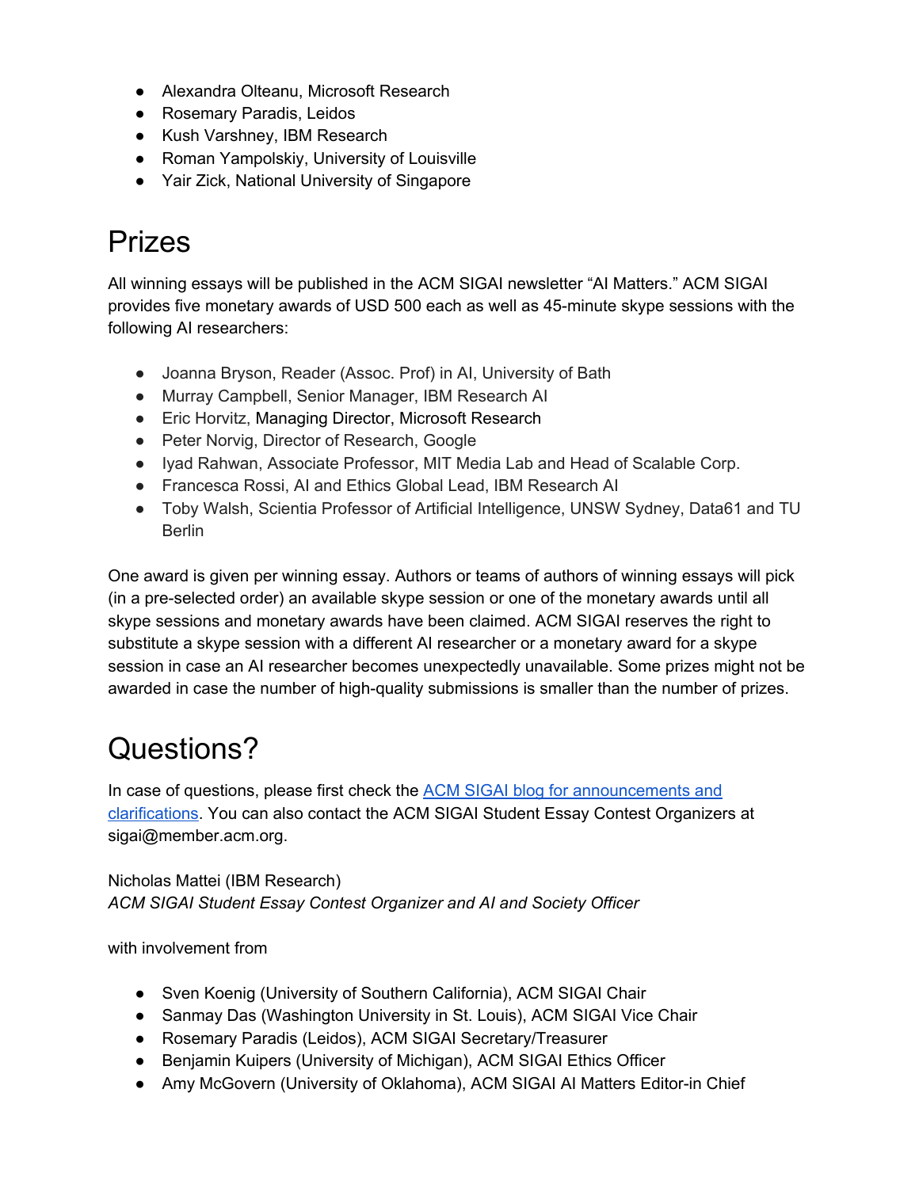- Alexandra Olteanu, Microsoft Research
- Rosemary Paradis, Leidos
- Kush Varshney, IBM Research
- Roman Yampolskiy, University of Louisville
- Yair Zick, National University of Singapore

# Prizes

All winning essays will be published in the ACM SIGAI newsletter "AI Matters." ACM SIGAI provides five monetary awards of USD 500 each as well as 45-minute skype sessions with the following AI researchers:

- Joanna Bryson, Reader (Assoc. Prof) in AI, University of Bath
- Murray Campbell, Senior Manager, IBM Research AI
- Eric Horvitz, Managing Director, Microsoft Research
- Peter Norvig, Director of Research, Google
- Iyad Rahwan, Associate Professor, MIT Media Lab and Head of Scalable Corp.
- Francesca Rossi, AI and Ethics Global Lead, IBM Research AI
- Toby Walsh, Scientia Professor of Artificial Intelligence, UNSW Sydney, Data61 and TU Berlin

One award is given per winning essay. Authors or teams of authors of winning essays will pick (in a pre-selected order) an available skype session or one of the monetary awards until all skype sessions and monetary awards have been claimed. ACM SIGAI reserves the right to substitute a skype session with a different AI researcher or a monetary award for a skype session in case an AI researcher becomes unexpectedly unavailable. Some prizes might not be awarded in case the number of high-quality submissions is smaller than the number of prizes.

# Questions?

In case of questions, please first check the [ACM SIGAI blog for announcements and clarifications](). You can also contact the ACM SIGAI Student Essay Contest Organizers at sigai@member.acm.org.

Nicholas Mattei (IBM Research)
*ACM SIGAI Student Essay Contest Organizer and AI and Society Officer*

with involvement from

- Sven Koenig (University of Southern California), ACM SIGAI Chair
- Sanmay Das (Washington University in St. Louis), ACM SIGAI Vice Chair
- Rosemary Paradis (Leidos), ACM SIGAI Secretary/Treasurer
- Benjamin Kuipers (University of Michigan), ACM SIGAI Ethics Officer
- Amy McGovern (University of Oklahoma), ACM SIGAI AI Matters Editor-in Chief